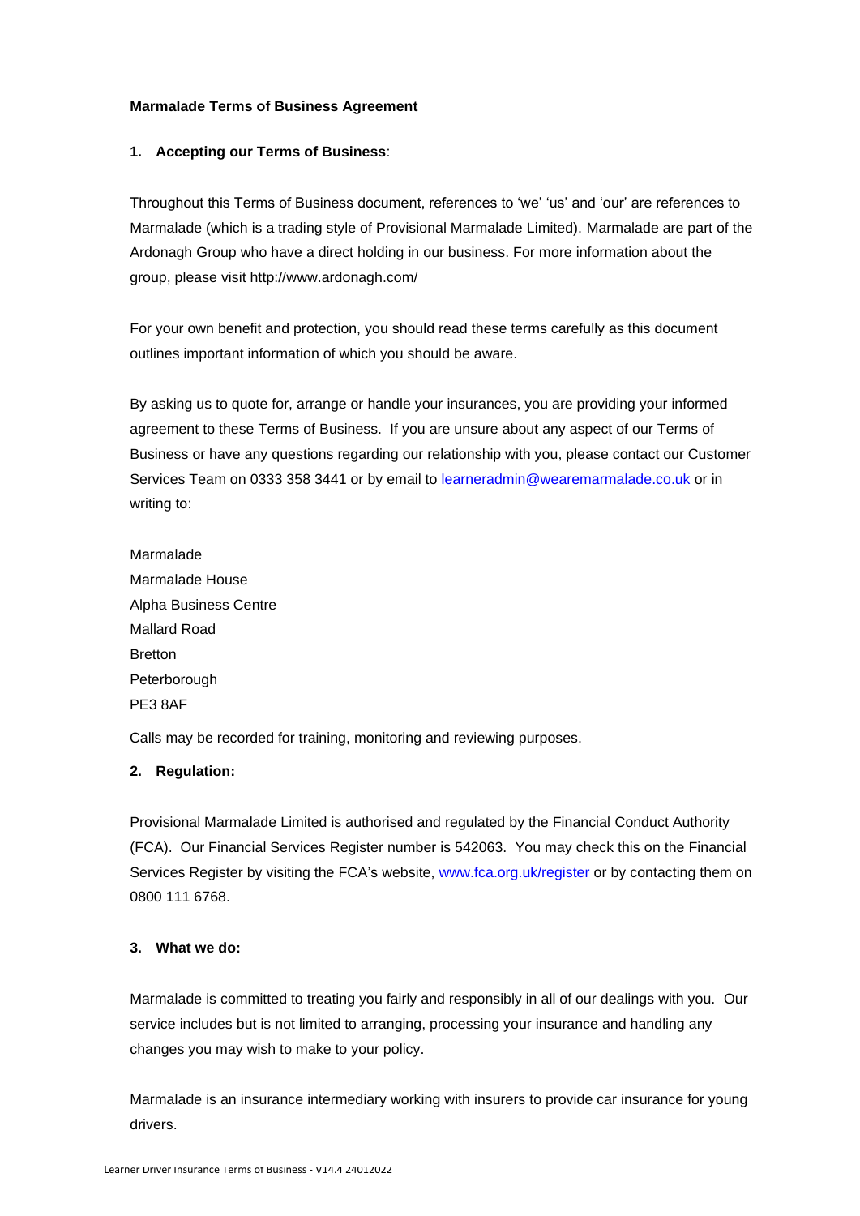**Marmalade Terms of Business Agreement**

## 1. Accepting our Terms of Business:

Throughout this Terms of Business document, references to 'we' 'us' and 'our' are references to Marmalade (which is a trading style of Provisional Marmalade Limited). Marmalade are part of the Ardonagh Group who have a direct holding in our business. For more information about the group, please visit http://www.ardonagh.com/

For your own benefit and protection, you should read these terms carefully as this document outlines important information of which you should be aware.

By asking us to quote for, arrange or handle your insurances, you are providing your informed agreement to these Terms of Business. If you are unsure about any aspect of our Terms of Business or have any questions regarding our relationship with you, please contact our Customer Services Team on 0333 358 3441 or by email to learneradmin@wearemarmalade.co.uk or in writing to:

Marmalade
Marmalade House
Alpha Business Centre
Mallard Road
Bretton
Peterborough
PE3 8AF

Calls may be recorded for training, monitoring and reviewing purposes.

## 2. Regulation:

Provisional Marmalade Limited is authorised and regulated by the Financial Conduct Authority (FCA). Our Financial Services Register number is 542063. You may check this on the Financial Services Register by visiting the FCA's website, www.fca.org.uk/register or by contacting them on 0800 111 6768.

## 3. What we do:

Marmalade is committed to treating you fairly and responsibly in all of our dealings with you. Our service includes but is not limited to arranging, processing your insurance and handling any changes you may wish to make to your policy.

Marmalade is an insurance intermediary working with insurers to provide car insurance for young drivers.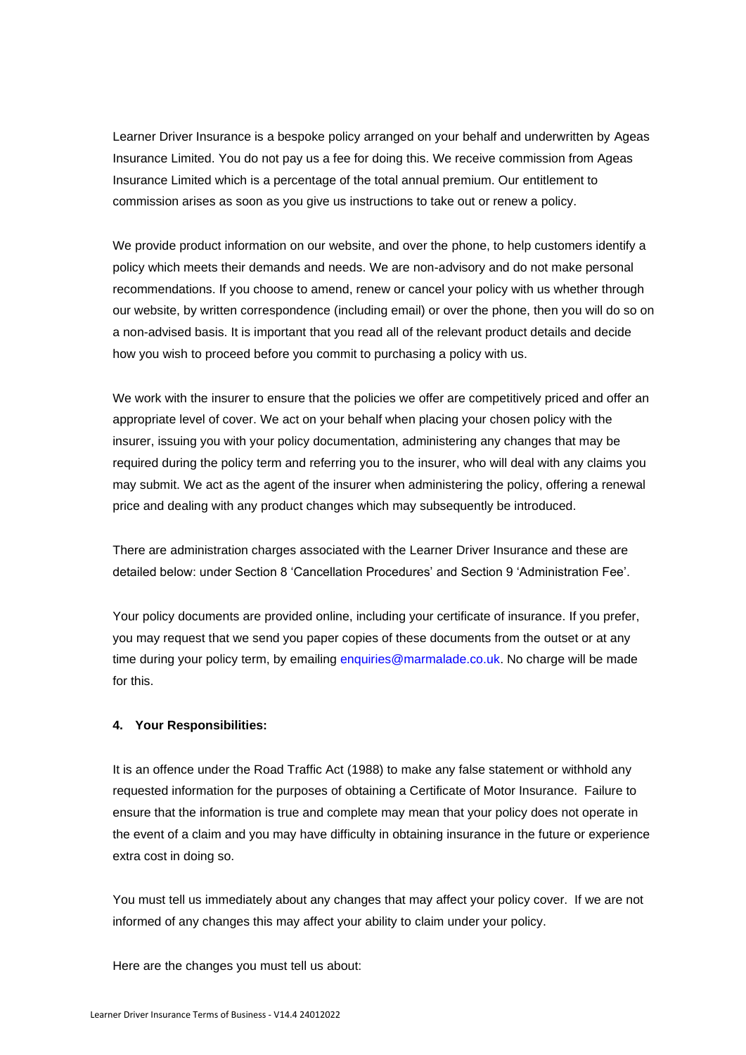Learner Driver Insurance is a bespoke policy arranged on your behalf and underwritten by Ageas Insurance Limited. You do not pay us a fee for doing this. We receive commission from Ageas Insurance Limited which is a percentage of the total annual premium. Our entitlement to commission arises as soon as you give us instructions to take out or renew a policy.

We provide product information on our website, and over the phone, to help customers identify a policy which meets their demands and needs. We are non-advisory and do not make personal recommendations. If you choose to amend, renew or cancel your policy with us whether through our website, by written correspondence (including email) or over the phone, then you will do so on a non-advised basis. It is important that you read all of the relevant product details and decide how you wish to proceed before you commit to purchasing a policy with us.

We work with the insurer to ensure that the policies we offer are competitively priced and offer an appropriate level of cover. We act on your behalf when placing your chosen policy with the insurer, issuing you with your policy documentation, administering any changes that may be required during the policy term and referring you to the insurer, who will deal with any claims you may submit. We act as the agent of the insurer when administering the policy, offering a renewal price and dealing with any product changes which may subsequently be introduced.

There are administration charges associated with the Learner Driver Insurance and these are detailed below: under Section 8 'Cancellation Procedures' and Section 9 'Administration Fee'.

Your policy documents are provided online, including your certificate of insurance. If you prefer, you may request that we send you paper copies of these documents from the outset or at any time during your policy term, by emailing enquiries@marmalade.co.uk. No charge will be made for this.

#### 4. Your Responsibilities:

It is an offence under the Road Traffic Act (1988) to make any false statement or withhold any requested information for the purposes of obtaining a Certificate of Motor Insurance. Failure to ensure that the information is true and complete may mean that your policy does not operate in the event of a claim and you may have difficulty in obtaining insurance in the future or experience extra cost in doing so.

You must tell us immediately about any changes that may affect your policy cover. If we are not informed of any changes this may affect your ability to claim under your policy.

Here are the changes you must tell us about: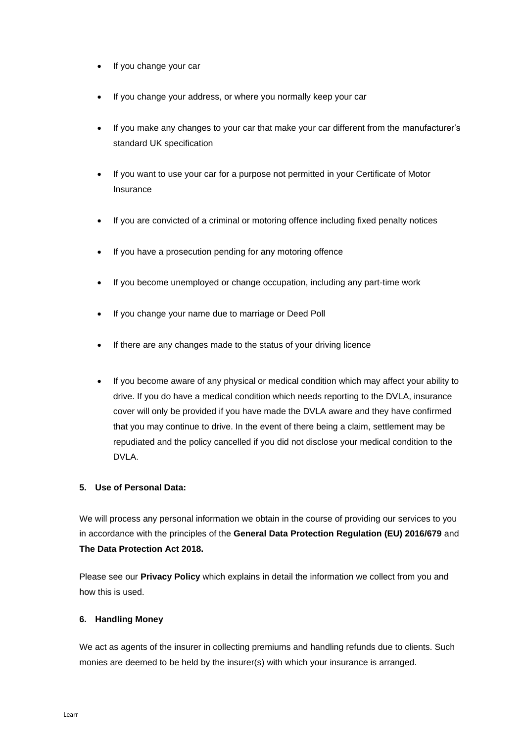- If you change your car
- If you change your address, or where you normally keep your car
- If you make any changes to your car that make your car different from the manufacturer's standard UK specification
- If you want to use your car for a purpose not permitted in your Certificate of Motor Insurance
- If you are convicted of a criminal or motoring offence including fixed penalty notices
- If you have a prosecution pending for any motoring offence
- If you become unemployed or change occupation, including any part-time work
- If you change your name due to marriage or Deed Poll
- If there are any changes made to the status of your driving licence
- If you become aware of any physical or medical condition which may affect your ability to drive. If you do have a medical condition which needs reporting to the DVLA, insurance cover will only be provided if you have made the DVLA aware and they have confirmed that you may continue to drive. In the event of there being a claim, settlement may be repudiated and the policy cancelled if you did not disclose your medical condition to the DVLA.

**5. Use of Personal Data:**

We will process any personal information we obtain in the course of providing our services to you in accordance with the principles of the **General Data Protection Regulation (EU) 2016/679** and **The Data Protection Act 2018.**

Please see our **Privacy Policy** which explains in detail the information we collect from you and how this is used.

**6. Handling Money**

We act as agents of the insurer in collecting premiums and handling refunds due to clients. Such monies are deemed to be held by the insurer(s) with which your insurance is arranged.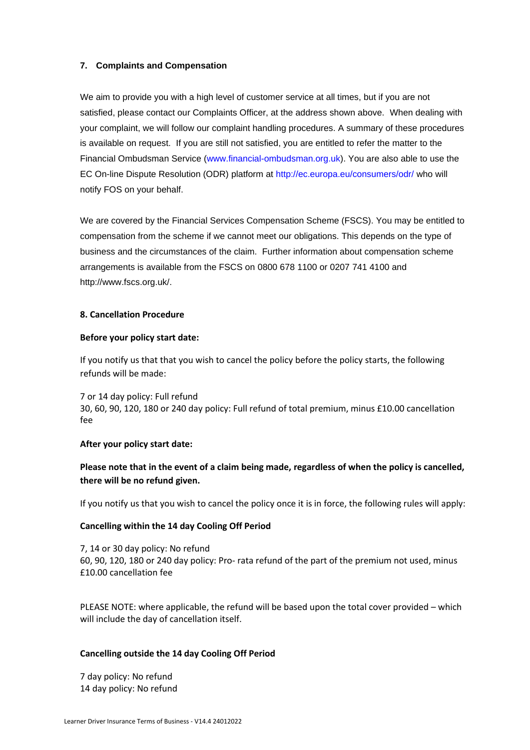### 7. Complaints and Compensation

We aim to provide you with a high level of customer service at all times, but if you are not satisfied, please contact our Complaints Officer, at the address shown above. When dealing with your complaint, we will follow our complaint handling procedures. A summary of these procedures is available on request. If you are still not satisfied, you are entitled to refer the matter to the Financial Ombudsman Service (www.financial-ombudsman.org.uk). You are also able to use the EC On-line Dispute Resolution (ODR) platform at http://ec.europa.eu/consumers/odr/ who will notify FOS on your behalf.

We are covered by the Financial Services Compensation Scheme (FSCS). You may be entitled to compensation from the scheme if we cannot meet our obligations. This depends on the type of business and the circumstances of the claim. Further information about compensation scheme arrangements is available from the FSCS on 0800 678 1100 or 0207 741 4100 and http://www.fscs.org.uk/.

### 8. Cancellation Procedure

**Before your policy start date:**

If you notify us that that you wish to cancel the policy before the policy starts, the following refunds will be made:

7 or 14 day policy: Full refund
30, 60, 90, 120, 180 or 240 day policy: Full refund of total premium, minus £10.00 cancellation fee

**After your policy start date:**

**Please note that in the event of a claim being made, regardless of when the policy is cancelled, there will be no refund given.**

If you notify us that you wish to cancel the policy once it is in force, the following rules will apply:

**Cancelling within the 14 day Cooling Off Period**

7, 14 or 30 day policy: No refund
60, 90, 120, 180 or 240 day policy: Pro- rata refund of the part of the premium not used, minus £10.00 cancellation fee

PLEASE NOTE: where applicable, the refund will be based upon the total cover provided – which will include the day of cancellation itself.

**Cancelling outside the 14 day Cooling Off Period**

7 day policy: No refund
14 day policy: No refund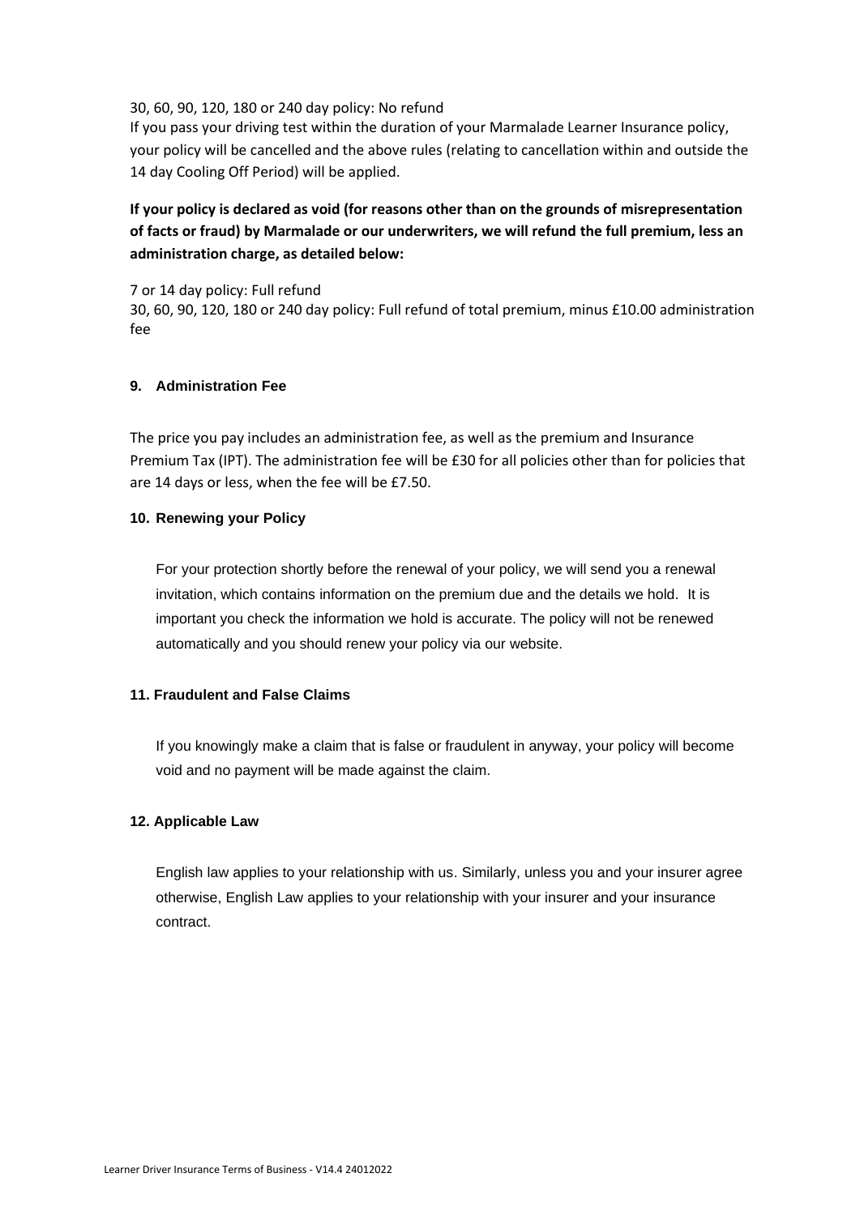30, 60, 90, 120, 180 or 240 day policy: No refund

If you pass your driving test within the duration of your Marmalade Learner Insurance policy, your policy will be cancelled and the above rules (relating to cancellation within and outside the 14 day Cooling Off Period) will be applied.

**If your policy is declared as void (for reasons other than on the grounds of misrepresentation of facts or fraud) by Marmalade or our underwriters, we will refund the full premium, less an administration charge, as detailed below:**

7 or 14 day policy: Full refund

30, 60, 90, 120, 180 or 240 day policy: Full refund of total premium, minus £10.00 administration fee

### 9. Administration Fee

The price you pay includes an administration fee, as well as the premium and Insurance Premium Tax (IPT). The administration fee will be £30 for all policies other than for policies that are 14 days or less, when the fee will be £7.50.

### 10. Renewing your Policy

For your protection shortly before the renewal of your policy, we will send you a renewal invitation, which contains information on the premium due and the details we hold. It is important you check the information we hold is accurate. The policy will not be renewed automatically and you should renew your policy via our website.

### 11. Fraudulent and False Claims

If you knowingly make a claim that is false or fraudulent in anyway, your policy will become void and no payment will be made against the claim.

### 12. Applicable Law

English law applies to your relationship with us. Similarly, unless you and your insurer agree otherwise, English Law applies to your relationship with your insurer and your insurance contract.